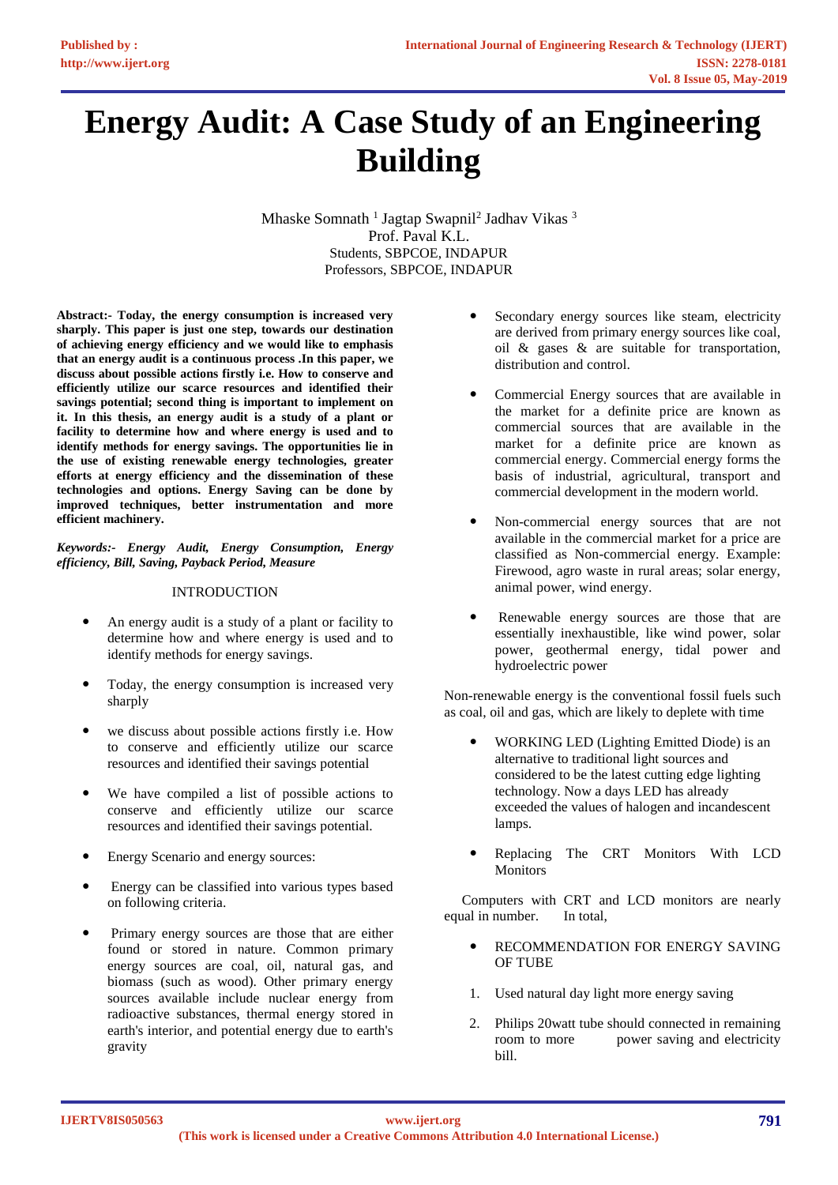# Energy Audit: A Case Study of an Engineering Building

Mhaske Somnath [1] Jagtap Swapnil[2] Jadhav Vikas [3]
Prof. Paval K.L.
Students, SBPCOE, INDAPUR
Professors, SBPCOE, INDAPUR

**Abstract:- Today, the energy consumption is increased very sharply. This paper is just one step, towards our destination of achieving energy efficiency and we would like to emphasis that an energy audit is a continuous process .In this paper, we discuss about possible actions firstly i.e. How to conserve and efficiently utilize our scarce resources and identified their savings potential; second thing is important to implement on it. In this thesis, an energy audit is a study of a plant or facility to determine how and where energy is used and to identify methods for energy savings. The opportunities lie in the use of existing renewable energy technologies, greater efforts at energy efficiency and the dissemination of these technologies and options. Energy Saving can be done by improved techniques, better instrumentation and more efficient machinery.**

***Keywords:- Energy Audit, Energy Consumption, Energy efficiency, Bill, Saving, Payback Period, Measure***

## INTRODUCTION

- An energy audit is a study of a plant or facility to determine how and where energy is used and to identify methods for energy savings.
- Today, the energy consumption is increased very sharply
- we discuss about possible actions firstly i.e. How to conserve and efficiently utilize our scarce resources and identified their savings potential
- We have compiled a list of possible actions to conserve and efficiently utilize our scarce resources and identified their savings potential.
- Energy Scenario and energy sources:
- Energy can be classified into various types based on following criteria.
- Primary energy sources are those that are either found or stored in nature. Common primary energy sources are coal, oil, natural gas, and biomass (such as wood). Other primary energy sources available include nuclear energy from radioactive substances, thermal energy stored in earth's interior, and potential energy due to earth's gravity
- Secondary energy sources like steam, electricity are derived from primary energy sources like coal, oil & gases & are suitable for transportation, distribution and control.
- Commercial Energy sources that are available in the market for a definite price are known as commercial sources that are available in the market for a definite price are known as commercial energy. Commercial energy forms the basis of industrial, agricultural, transport and commercial development in the modern world.
- Non-commercial energy sources that are not available in the commercial market for a price are classified as Non-commercial energy. Example: Firewood, agro waste in rural areas; solar energy, animal power, wind energy.
- Renewable energy sources are those that are essentially inexhaustible, like wind power, solar power, geothermal energy, tidal power and hydroelectric power

Non-renewable energy is the conventional fossil fuels such as coal, oil and gas, which are likely to deplete with time

- WORKING LED (Lighting Emitted Diode) is an alternative to traditional light sources and considered to be the latest cutting edge lighting technology. Now a days LED has already exceeded the values of halogen and incandescent lamps.
- Replacing The CRT Monitors With LCD Monitors

Computers with CRT and LCD monitors are nearly equal in number. In total,

- RECOMMENDATION FOR ENERGY SAVING OF TUBE

1. Used natural day light more energy saving
2. Philips 20watt tube should connected in remaining room to more power saving and electricity bill.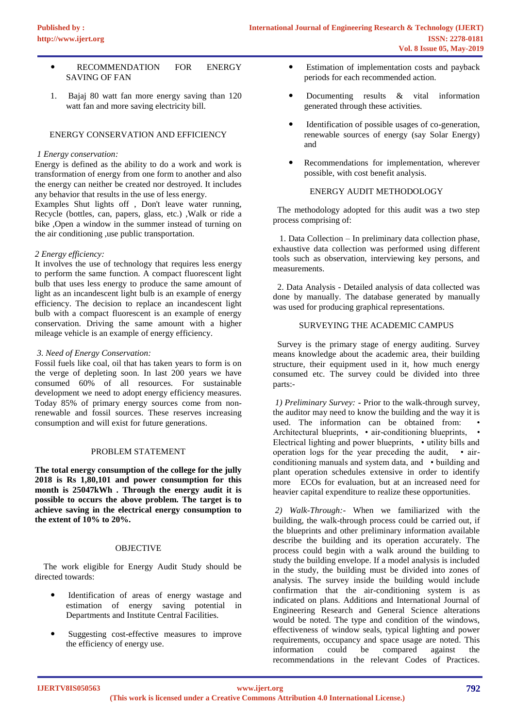- RECOMMENDATION FOR ENERGY SAVING OF FAN

1. Bajaj 80 watt fan more energy saving than 120 watt fan and more saving electricity bill.

## ENERGY CONSERVATION AND EFFICIENCY

*1 Energy conservation:*

Energy is defined as the ability to do a work and work is transformation of energy from one form to another and also the energy can neither be created nor destroyed. It includes any behavior that results in the use of less energy.

Examples Shut lights off , Don't leave water running, Recycle (bottles, can, papers, glass, etc.) ,Walk or ride a bike ,Open a window in the summer instead of turning on the air conditioning ,use public transportation.

*2 Energy efficiency:*

It involves the use of technology that requires less energy to perform the same function. A compact fluorescent light bulb that uses less energy to produce the same amount of light as an incandescent light bulb is an example of energy efficiency. The decision to replace an incandescent light bulb with a compact fluorescent is an example of energy conservation. Driving the same amount with a higher mileage vehicle is an example of energy efficiency.

*3. Need of Energy Conservation:*

Fossil fuels like coal, oil that has taken years to form is on the verge of depleting soon. In last 200 years we have consumed 60% of all resources. For sustainable development we need to adopt energy efficiency measures. Today 85% of primary energy sources come from non-renewable and fossil sources. These reserves increasing consumption and will exist for future generations.

## PROBLEM STATEMENT

**The total energy consumption of the college for the jully 2018 is Rs 1,80,101 and power consumption for this month is 25047kWh . Through the energy audit it is possible to occurs the above problem. The target is to achieve saving in the electrical energy consumption to the extent of 10% to 20%.**

## OBJECTIVE

The work eligible for Energy Audit Study should be directed towards:

- Identification of areas of energy wastage and estimation of energy saving potential in Departments and Institute Central Facilities.
- Suggesting cost-effective measures to improve the efficiency of energy use.
- Estimation of implementation costs and payback periods for each recommended action.
- Documenting results & vital information generated through these activities.
- Identification of possible usages of co-generation, renewable sources of energy (say Solar Energy) and
- Recommendations for implementation, wherever possible, with cost benefit analysis.

## ENERGY AUDIT METHODOLOGY

The methodology adopted for this audit was a two step process comprising of:

1. Data Collection – In preliminary data collection phase, exhaustive data collection was performed using different tools such as observation, interviewing key persons, and measurements.

2. Data Analysis - Detailed analysis of data collected was done by manually. The database generated by manually was used for producing graphical representations.

## SURVEYING THE ACADEMIC CAMPUS

Survey is the primary stage of energy auditing. Survey means knowledge about the academic area, their building structure, their equipment used in it, how much energy consumed etc. The survey could be divided into three parts:-

*1) Preliminary Survey:* - Prior to the walk-through survey, the auditor may need to know the building and the way it is used. The information can be obtained from: • Architectural blueprints, • air-conditioning blueprints, • Electrical lighting and power blueprints, • utility bills and operation logs for the year preceding the audit, • air-conditioning manuals and system data, and • building and plant operation schedules extensive in order to identify more ECOs for evaluation, but at an increased need for heavier capital expenditure to realize these opportunities.

*2) Walk-Through:*- When we familiarized with the building, the walk-through process could be carried out, if the blueprints and other preliminary information available describe the building and its operation accurately. The process could begin with a walk around the building to study the building envelope. If a model analysis is included in the study, the building must be divided into zones of analysis. The survey inside the building would include confirmation that the air-conditioning system is as indicated on plans. Additions and International Journal of Engineering Research and General Science alterations would be noted. The type and condition of the windows, effectiveness of window seals, typical lighting and power requirements, occupancy and space usage are noted. This information could be compared against the recommendations in the relevant Codes of Practices.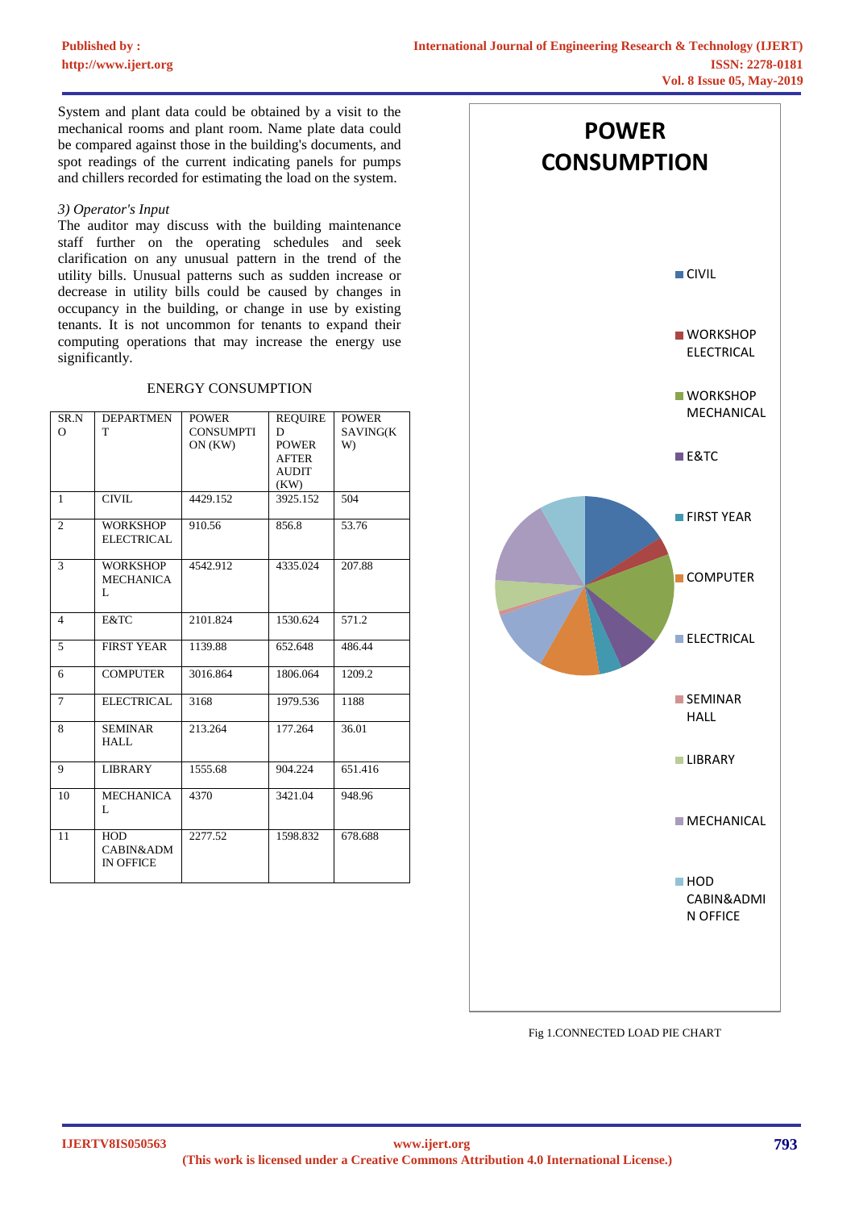System and plant data could be obtained by a visit to the mechanical rooms and plant room. Name plate data could be compared against those in the building's documents, and spot readings of the current indicating panels for pumps and chillers recorded for estimating the load on the system.

*3) Operator's Input*

The auditor may discuss with the building maintenance staff further on the operating schedules and seek clarification on any unusual pattern in the trend of the utility bills. Unusual patterns such as sudden increase or decrease in utility bills could be caused by changes in occupancy in the building, or change in use by existing tenants. It is not uncommon for tenants to expand their computing operations that may increase the energy use significantly.

ENERGY CONSUMPTION

| SR.NO | DEPARTMENT | POWER CONSUMPTION (KW) | REQUIRED POWER AFTER AUDIT (KW) | POWER SAVING(KW) |
|---|---|---|---|---|
| 1 | CIVIL | 4429.152 | 3925.152 | 504 |
| 2 | WORKSHOP ELECTRICAL | 910.56 | 856.8 | 53.76 |
| 3 | WORKSHOP MECHANICAL | 4542.912 | 4335.024 | 207.88 |
| 4 | E&TC | 2101.824 | 1530.624 | 571.2 |
| 5 | FIRST YEAR | 1139.88 | 652.648 | 486.44 |
| 6 | COMPUTER | 3016.864 | 1806.064 | 1209.2 |
| 7 | ELECTRICAL | 3168 | 1979.536 | 1188 |
| 8 | SEMINAR HALL | 213.264 | 177.264 | 36.01 |
| 9 | LIBRARY | 1555.68 | 904.224 | 651.416 |
| 10 | MECHANICAL | 4370 | 3421.04 | 948.96 |
| 11 | HOD CABIN&ADMIN OFFICE | 2277.52 | 1598.832 | 678.688 |

Fig 1.CONNECTED LOAD PIE CHART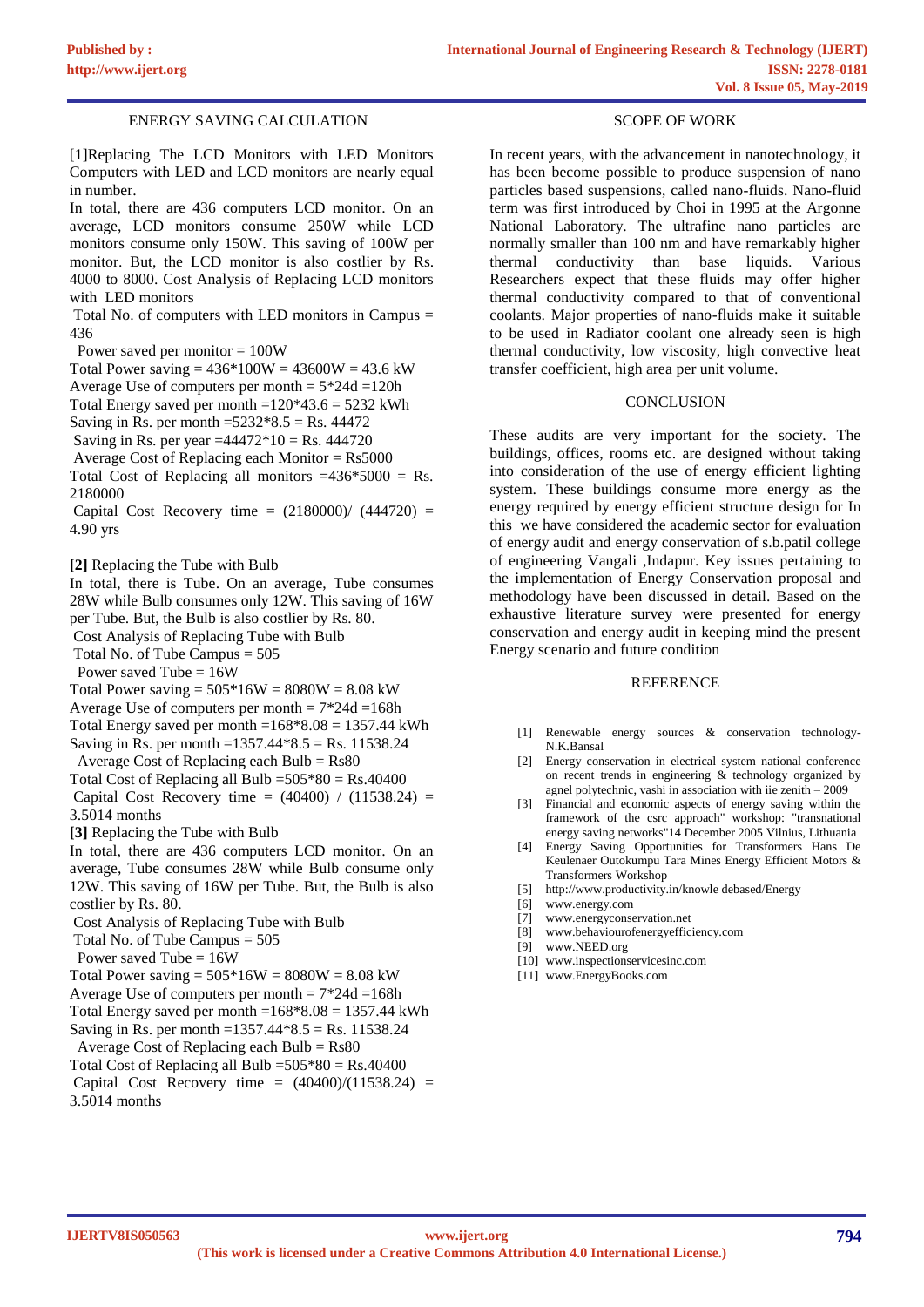## ENERGY SAVING CALCULATION

[1]Replacing The LCD Monitors with LED Monitors Computers with LED and LCD monitors are nearly equal in number.

In total, there are 436 computers LCD monitor. On an average, LCD monitors consume 250W while LCD monitors consume only 150W. This saving of 100W per monitor. But, the LCD monitor is also costlier by Rs. 4000 to 8000. Cost Analysis of Replacing LCD monitors with LED monitors

Total No. of computers with LED monitors in Campus = 436

Power saved per monitor = 100W

Total Power saving = 436*100W = 43600W = 43.6 kW

Average Use of computers per month = 5*24d =120h

Total Energy saved per month =120*43.6 = 5232 kWh

Saving in Rs. per month =5232*8.5 = Rs. 44472

Saving in Rs. per year =44472*10 = Rs. 444720

Average Cost of Replacing each Monitor = Rs5000

Total Cost of Replacing all monitors =436*5000 = Rs. 2180000

Capital Cost Recovery time = (2180000)/ (444720) = 4.90 yrs

**[2]** Replacing the Tube with Bulb

In total, there is Tube. On an average, Tube consumes 28W while Bulb consumes only 12W. This saving of 16W per Tube. But, the Bulb is also costlier by Rs. 80.

Cost Analysis of Replacing Tube with Bulb

Total No. of Tube Campus = 505

Power saved Tube = 16W

Total Power saving = 505*16W = 8080W = 8.08 kW

Average Use of computers per month = 7*24d =168h

Total Energy saved per month =168*8.08 = 1357.44 kWh

Saving in Rs. per month =1357.44*8.5 = Rs. 11538.24

Average Cost of Replacing each Bulb = Rs80

Total Cost of Replacing all Bulb =505*80 = Rs.40400

Capital Cost Recovery time = (40400) / (11538.24) = 3.5014 months

**[3]** Replacing the Tube with Bulb

In total, there are 436 computers LCD monitor. On an average, Tube consumes 28W while Bulb consume only 12W. This saving of 16W per Tube. But, the Bulb is also costlier by Rs. 80.

Cost Analysis of Replacing Tube with Bulb

Total No. of Tube Campus = 505

Power saved Tube = 16W

Total Power saving = 505*16W = 8080W = 8.08 kW

Average Use of computers per month = 7*24d =168h

Total Energy saved per month =168*8.08 = 1357.44 kWh

Saving in Rs. per month =1357.44*8.5 = Rs. 11538.24

Average Cost of Replacing each Bulb = Rs80

Total Cost of Replacing all Bulb =505*80 = Rs.40400

Capital Cost Recovery time = (40400)/(11538.24) = 3.5014 months

## SCOPE OF WORK

In recent years, with the advancement in nanotechnology, it has been become possible to produce suspension of nano particles based suspensions, called nano-fluids. Nano-fluid term was first introduced by Choi in 1995 at the Argonne National Laboratory. The ultrafine nano particles are normally smaller than 100 nm and have remarkably higher thermal conductivity than base liquids. Various Researchers expect that these fluids may offer higher thermal conductivity compared to that of conventional coolants. Major properties of nano-fluids make it suitable to be used in Radiator coolant one already seen is high thermal conductivity, low viscosity, high convective heat transfer coefficient, high area per unit volume.

## CONCLUSION

These audits are very important for the society. The buildings, offices, rooms etc. are designed without taking into consideration of the use of energy efficient lighting system. These buildings consume more energy as the energy required by energy efficient structure design for In this we have considered the academic sector for evaluation of energy audit and energy conservation of s.b.patil college of engineering Vangali ,Indapur. Key issues pertaining to the implementation of Energy Conservation proposal and methodology have been discussed in detail. Based on the exhaustive literature survey were presented for energy conservation and energy audit in keeping mind the present Energy scenario and future condition

## REFERENCE

[1] Renewable energy sources & conservation technology- N.K.Bansal

[2] Energy conservation in electrical system national conference on recent trends in engineering & technology organized by agnel polytechnic, vashi in association with iie zenith – 2009

[3] Financial and economic aspects of energy saving within the framework of the csrc approach" workshop: "transnational energy saving networks"14 December 2005 Vilnius, Lithuania

[4] Energy Saving Opportunities for Transformers Hans De Keulenaer Outokumpu Tara Mines Energy Efficient Motors & Transformers Workshop

[5] http://www.productivity.in/knowle debased/Energy

[6] www.energy.com

[7] www.energyconservation.net

[8] www.behaviourofenergyefficiency.com

[9] www.NEED.org

[10] www.inspectionservicesinc.com

[11] www.EnergyBooks.com